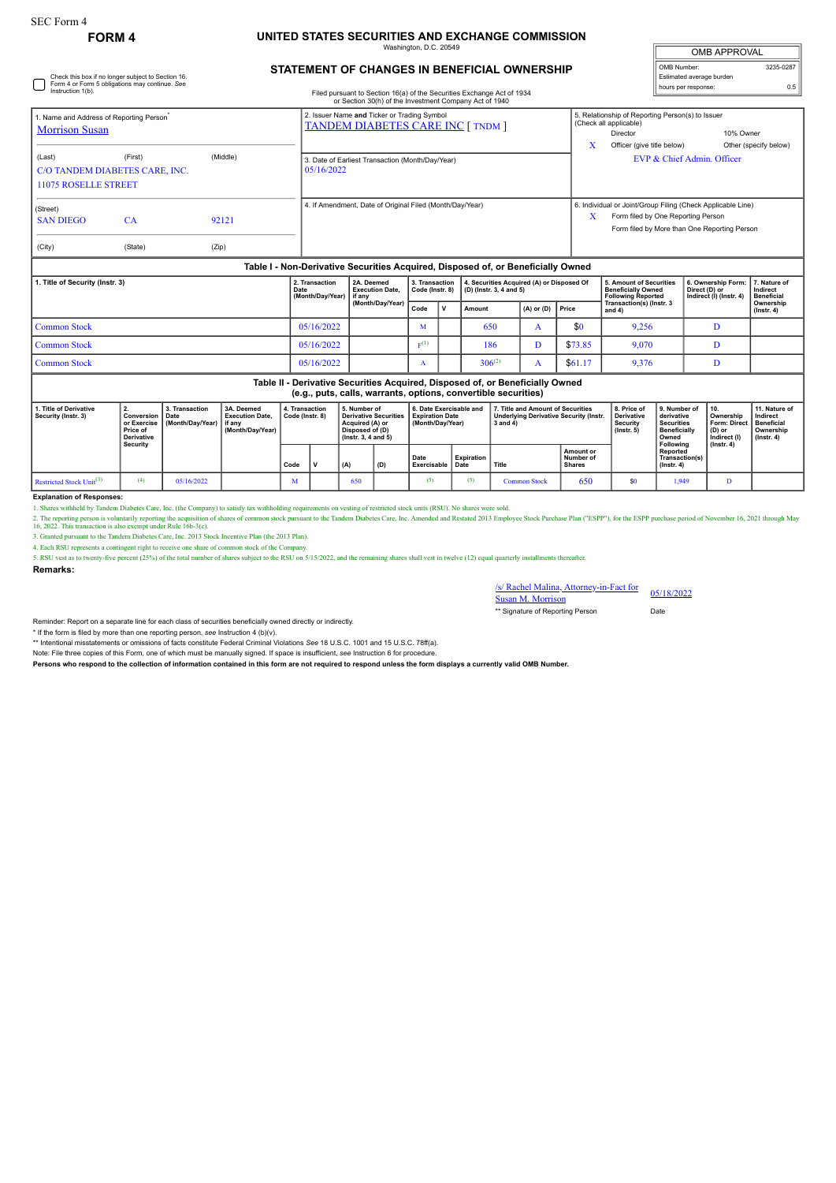SEC Form 4

**FORM 4**

# UNITED STATES SECURITIES AND EXCHANGE COMMISSION

Washington, D.C. 20549

## STATEMENT OF CHANGES IN BENEFICIAL OWNERSHIP

Filed pursuant to Section 16(a) of the Securities Exchange Act of 1934 or Section 30(h) of the Investment Company Act of 1940

| OMB APPROVAL | |
|---|---|
| OMB Number: | 3235-0287 |
| Estimated average burden | |
| hours per response: | 0.5 |

☐ Check this box if no longer subject to Section 16. Form 4 or Form 5 obligations may continue. *See* Instruction 1(b).

1. Name and Address of Reporting Person*
Morrison Susan

(Last) (First) (Middle)
C/O TANDEM DIABETES CARE, INC.
11075 ROSELLE STREET

(Street)
SAN DIEGO CA 92121

(City) (State) (Zip)

2. Issuer Name **and** Ticker or Trading Symbol
TANDEM DIABETES CARE INC [ TNDM ]

3. Date of Earliest Transaction (Month/Day/Year)
05/16/2022

4. If Amendment, Date of Original Filed (Month/Day/Year)

5. Relationship of Reporting Person(s) to Issuer (Check all applicable)
Director
10% Owner
X Officer (give title below)
Other (specify below)
EVP & Chief Admin. Officer

6. Individual or Joint/Group Filing (Check Applicable Line)
X Form filed by One Reporting Person
Form filed by More than One Reporting Person

### Table I - Non-Derivative Securities Acquired, Disposed of, or Beneficially Owned

| 1. Title of Security (Instr. 3) | 2. Transaction Date (Month/Day/Year) | 2A. Deemed Execution Date, if any (Month/Day/Year) | 3. Transaction Code (Instr. 8) | | 4. Securities Acquired (A) or Disposed Of (D) (Instr. 3, 4 and 5) | | | 5. Amount of Securities Beneficially Owned Following Reported Transaction(s) (Instr. 3 and 4) | 6. Ownership Form: Direct (D) or Indirect (I) (Instr. 4) | 7. Nature of Indirect Beneficial Ownership (Instr. 4) |
|---|---|---|---|---|---|---|---|---|---|---|
| | | | Code | V | Amount | (A) or (D) | Price | | | |
| Common Stock | 05/16/2022 | | M | | 650 | A | $0 | 9,256 | D | |
| Common Stock | 05/16/2022 | | F[1] | | 186 | D | $73.85 | 9,070 | D | |
| Common Stock | 05/16/2022 | | A | | 306[2] | A | $61.17 | 9,376 | D | |

### Table II - Derivative Securities Acquired, Disposed of, or Beneficially Owned (e.g., puts, calls, warrants, options, convertible securities)

| 1. Title of Derivative Security (Instr. 3) | 2. Conversion or Exercise Price of Derivative Security | 3. Transaction Date (Month/Day/Year) | 3A. Deemed Execution Date, if any (Month/Day/Year) | 4. Transaction Code (Instr. 8) | | 5. Number of Derivative Securities Acquired (A) or Disposed of (D) (Instr. 3, 4 and 5) | | 6. Date Exercisable and Expiration Date (Month/Day/Year) | | 7. Title and Amount of Securities Underlying Derivative Security (Instr. 3 and 4) | | 8. Price of Derivative Security (Instr. 5) | 9. Number of derivative Securities Beneficially Owned Following Reported Transaction(s) (Instr. 4) | 10. Ownership Form: Direct (D) or Indirect (I) (Instr. 4) | 11. Nature of Indirect Beneficial Ownership (Instr. 4) |
|---|---|---|---|---|---|---|---|---|---|---|---|---|---|---|---|
| | | | | Code | V | (A) | (D) | Date Exercisable | Expiration Date | Title | Amount or Number of Shares | | | | |
| Restricted Stock Unit[3] | (4) | 05/16/2022 | | M | | 650 | | (5) | (5) | Common Stock | 650 | $0 | 1,949 | D | |

**Explanation of Responses:**

1. Shares withheld by Tandem Diabetes Care, Inc. (the Company) to satisfy tax withholding requirements on vesting of restricted stock units (RSU). No shares were sold.
2. The reporting person is voluntarily reporting the acquisition of shares of common stock pursuant to the Tandem Diabetes Care, Inc. Amended and Restated 2013 Employee Stock Purchase Plan ("ESPP"), for the ESPP purchase period of November 16, 2021 through May 16, 2022. This transaction is also exempt under Rule 16b-3(c).
3. Granted pursuant to the Tandem Diabetes Care, Inc. 2013 Stock Incentive Plan (the 2013 Plan).
4. Each RSU represents a contingent right to receive one share of common stock of the Company.
5. RSU vest as to twenty-five percent (25%) of the total number of shares subject to the RSU on 5/15/2022, and the remaining shares shall vest in twelve (12) equal quarterly installments thereafter.

**Remarks:**

/s/ Rachel Malina, Attorney-in-Fact for Susan M. Morrison — 05/18/2022

** Signature of Reporting Person — Date

Reminder: Report on a separate line for each class of securities beneficially owned directly or indirectly.

\* If the form is filed by more than one reporting person, *see* Instruction 4 (b)(v).

** Intentional misstatements or omissions of facts constitute Federal Criminal Violations *See* 18 U.S.C. 1001 and 15 U.S.C. 78ff(a).

Note: File three copies of this Form, one of which must be manually signed. If space is insufficient, *see* Instruction 6 for procedure.

**Persons who respond to the collection of information contained in this form are not required to respond unless the form displays a currently valid OMB Number.**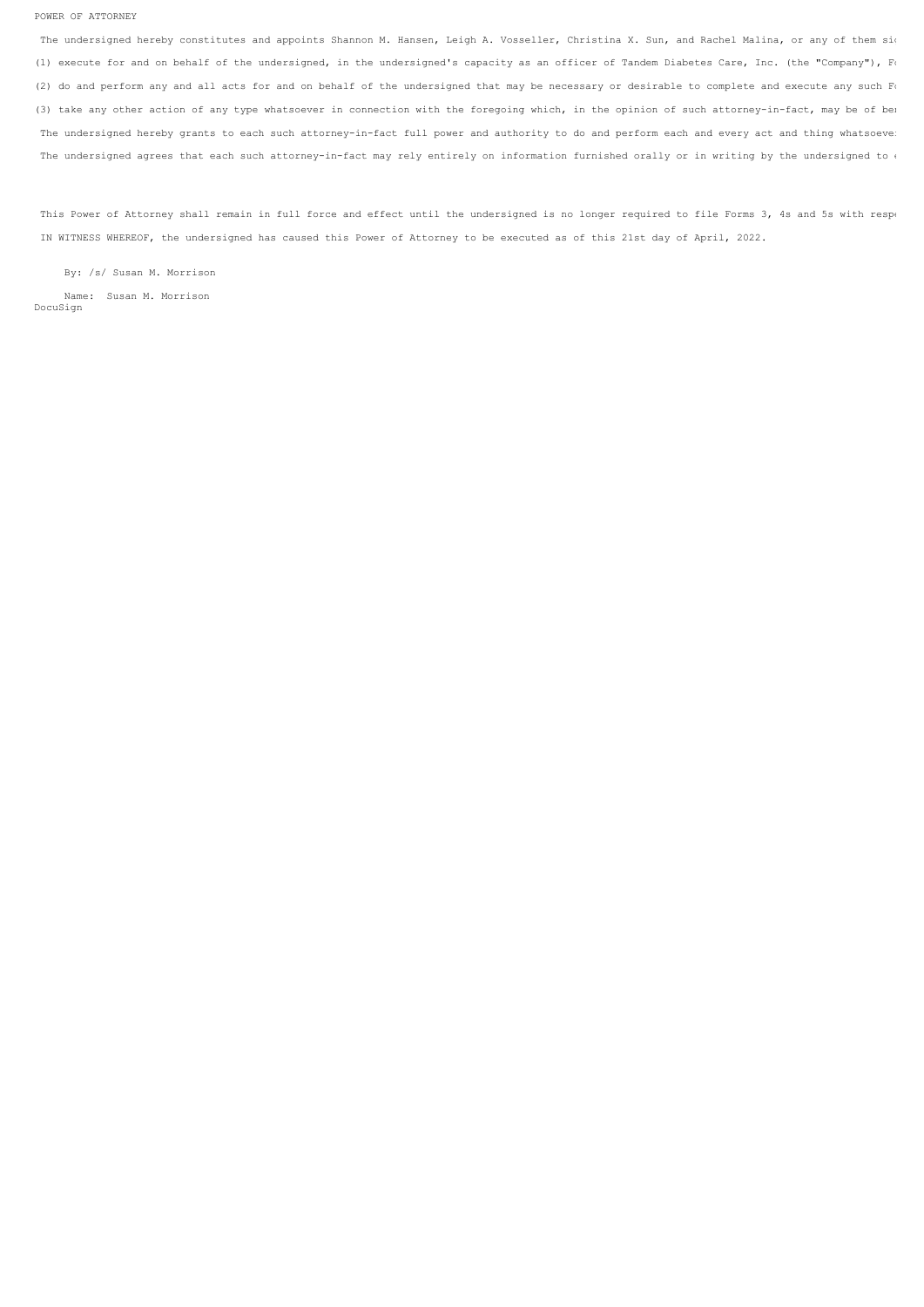POWER OF ATTORNEY

The undersigned hereby constitutes and appoints Shannon M. Hansen, Leigh A. Vosseller, Christina X. Sun, and Rachel Malina, or any of them si

(1) execute for and on behalf of the undersigned, in the undersigned's capacity as an officer of Tandem Diabetes Care, Inc. (the "Company"), Fo

(2) do and perform any and all acts for and on behalf of the undersigned that may be necessary or desirable to complete and execute any such Fo

(3) take any other action of any type whatsoever in connection with the foregoing which, in the opinion of such attorney-in-fact, may be of ber

The undersigned hereby grants to each such attorney-in-fact full power and authority to do and perform each and every act and thing whatsoeve

The undersigned agrees that each such attorney-in-fact may rely entirely on information furnished orally or in writing by the undersigned to e

This Power of Attorney shall remain in full force and effect until the undersigned is no longer required to file Forms 3, 4s and 5s with respe

IN WITNESS WHEREOF, the undersigned has caused this Power of Attorney to be executed as of this 21st day of April, 2022.

By: /s/ Susan M. Morrison

Name: Susan M. Morrison

DocuSign